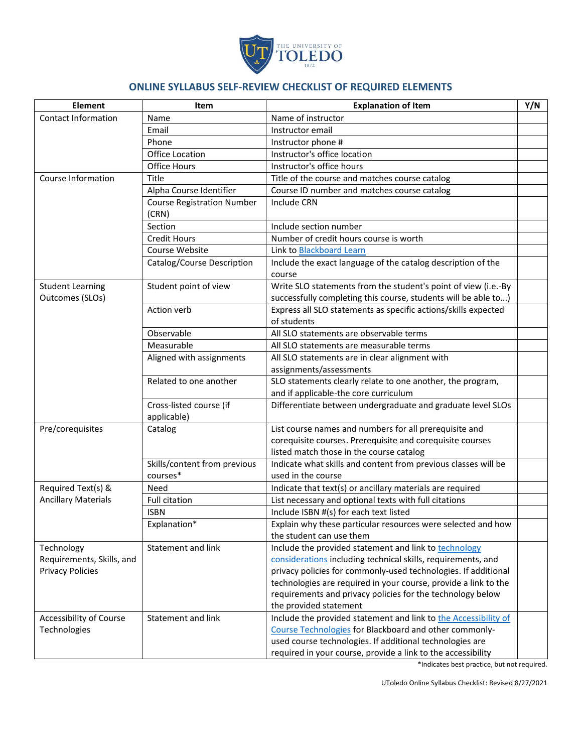## ONLINE SYLLABUS SELF-REVIEW CHECKLIST OF REQUIRED ELEMENTS

| Element | Item | Explanation of Item | Y/N |
|---|---|---|---|
| Contact Information | Name | Name of instructor | |
| | Email | Instructor email | |
| | Phone | Instructor phone # | |
| | Office Location | Instructor's office location | |
| | Office Hours | Instructor's office hours | |
| Course Information | Title | Title of the course and matches course catalog | |
| | Alpha Course Identifier | Course ID number and matches course catalog | |
| | Course Registration Number (CRN) | Include CRN | |
| | Section | Include section number | |
| | Credit Hours | Number of credit hours course is worth | |
| | Course Website | Link to Blackboard Learn | |
| | Catalog/Course Description | Include the exact language of the catalog description of the course | |
| Student Learning Outcomes (SLOs) | Student point of view | Write SLO statements from the student's point of view (i.e.-By successfully completing this course, students will be able to...) | |
| | Action verb | Express all SLO statements as specific actions/skills expected of students | |
| | Observable | All SLO statements are observable terms | |
| | Measurable | All SLO statements are measurable terms | |
| | Aligned with assignments | All SLO statements are in clear alignment with assignments/assessments | |
| | Related to one another | SLO statements clearly relate to one another, the program, and if applicable-the core curriculum | |
| | Cross-listed course (if applicable) | Differentiate between undergraduate and graduate level SLOs | |
| Pre/corequisites | Catalog | List course names and numbers for all prerequisite and corequisite courses. Prerequisite and corequisite courses listed match those in the course catalog | |
| | Skills/content from previous courses* | Indicate what skills and content from previous classes will be used in the course | |
| Required Text(s) & Ancillary Materials | Need | Indicate that text(s) or ancillary materials are required | |
| | Full citation | List necessary and optional texts with full citations | |
| | ISBN | Include ISBN #(s) for each text listed | |
| | Explanation* | Explain why these particular resources were selected and how the student can use them | |
| Technology Requirements, Skills, and Privacy Policies | Statement and link | Include the provided statement and link to technology considerations including technical skills, requirements, and privacy policies for commonly-used technologies. If additional technologies are required in your course, provide a link to the requirements and privacy policies for the technology below the provided statement | |
| Accessibility of Course Technologies | Statement and link | Include the provided statement and link to the Accessibility of Course Technologies for Blackboard and other commonly-used course technologies. If additional technologies are required in your course, provide a link to the accessibility | |

*Indicates best practice, but not required.

UToledo Online Syllabus Checklist: Revised 8/27/2021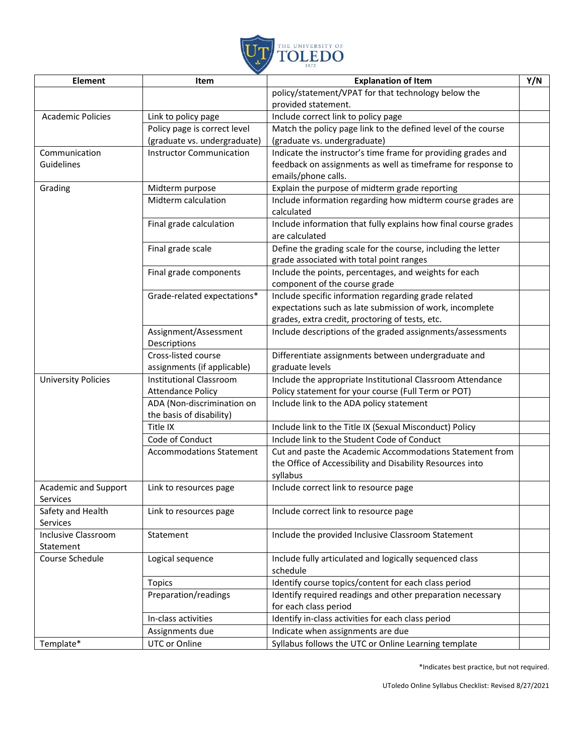| Element | Item | Explanation of Item | Y/N |
|---|---|---|---|
| | | policy/statement/VPAT for that technology below the provided statement. | |
| Academic Policies | Link to policy page | Include correct link to policy page | |
| | Policy page is correct level (graduate vs. undergraduate) | Match the policy page link to the defined level of the course (graduate vs. undergraduate) | |
| Communication Guidelines | Instructor Communication | Indicate the instructor's time frame for providing grades and feedback on assignments as well as timeframe for response to emails/phone calls. | |
| Grading | Midterm purpose | Explain the purpose of midterm grade reporting | |
| | Midterm calculation | Include information regarding how midterm course grades are calculated | |
| | Final grade calculation | Include information that fully explains how final course grades are calculated | |
| | Final grade scale | Define the grading scale for the course, including the letter grade associated with total point ranges | |
| | Final grade components | Include the points, percentages, and weights for each component of the course grade | |
| | Grade-related expectations* | Include specific information regarding grade related expectations such as late submission of work, incomplete grades, extra credit, proctoring of tests, etc. | |
| | Assignment/Assessment Descriptions | Include descriptions of the graded assignments/assessments | |
| | Cross-listed course assignments (if applicable) | Differentiate assignments between undergraduate and graduate levels | |
| University Policies | Institutional Classroom Attendance Policy | Include the appropriate Institutional Classroom Attendance Policy statement for your course (Full Term or POT) | |
| | ADA (Non-discrimination on the basis of disability) | Include link to the ADA policy statement | |
| | Title IX | Include link to the Title IX (Sexual Misconduct) Policy | |
| | Code of Conduct | Include link to the Student Code of Conduct | |
| | Accommodations Statement | Cut and paste the Academic Accommodations Statement from the Office of Accessibility and Disability Resources into syllabus | |
| Academic and Support Services | Link to resources page | Include correct link to resource page | |
| Safety and Health Services | Link to resources page | Include correct link to resource page | |
| Inclusive Classroom Statement | Statement | Include the provided Inclusive Classroom Statement | |
| Course Schedule | Logical sequence | Include fully articulated and logically sequenced class schedule | |
| | Topics | Identify course topics/content for each class period | |
| | Preparation/readings | Identify required readings and other preparation necessary for each class period | |
| | In-class activities | Identify in-class activities for each class period | |
| | Assignments due | Indicate when assignments are due | |
| Template* | UTC or Online | Syllabus follows the UTC or Online Learning template | |

*Indicates best practice, but not required.

UToledo Online Syllabus Checklist: Revised 8/27/2021